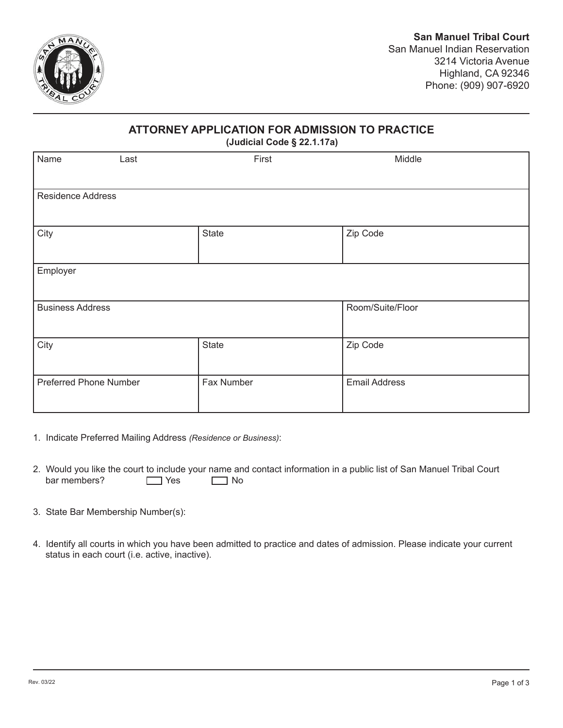**San Manuel Tribal Court**
San Manuel Indian Reservation
3214 Victoria Avenue
Highland, CA 92346
Phone: (909) 907-6920

## ATTORNEY APPLICATION FOR ADMISSION TO PRACTICE

**(Judicial Code § 22.1.17a)**

| Name Last | First | Middle |
|---|---|---|
| | | |
| Residence Address | | |
| | | |
| City | State | Zip Code |
| | | |
| Employer | | |
| | | |
| Business Address | | Room/Suite/Floor |
| | | |
| City | State | Zip Code |
| | | |
| Preferred Phone Number | Fax Number | Email Address |
| | | |

1. Indicate Preferred Mailing Address *(Residence or Business)*:

2. Would you like the court to include your name and contact information in a public list of San Manuel Tribal Court bar members? ☐ Yes ☐ No

3. State Bar Membership Number(s):

4. Identify all courts in which you have been admitted to practice and dates of admission. Please indicate your current status in each court (i.e. active, inactive).

Rev. 03/22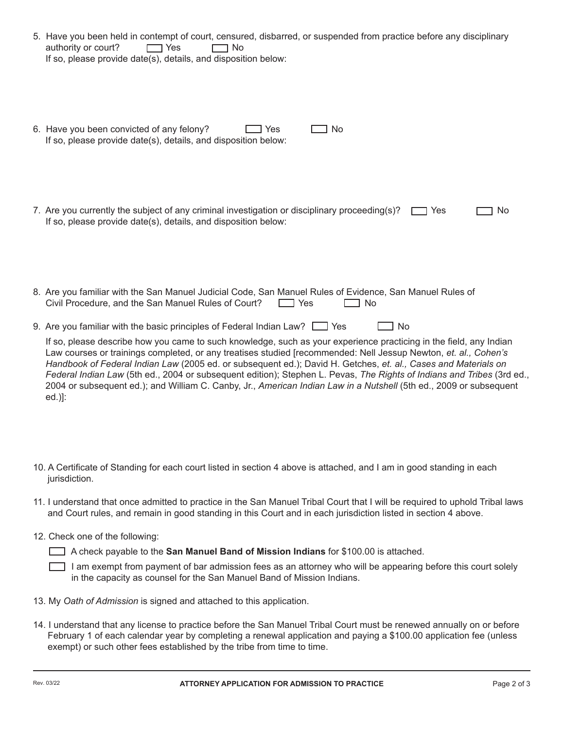5. Have you been held in contempt of court, censured, disbarred, or suspended from practice before any disciplinary authority or court? ☐ Yes ☐ No
   If so, please provide date(s), details, and disposition below:

6. Have you been convicted of any felony? ☐ Yes ☐ No
   If so, please provide date(s), details, and disposition below:

7. Are you currently the subject of any criminal investigation or disciplinary proceeding(s)? ☐ Yes ☐ No
   If so, please provide date(s), details, and disposition below:

8. Are you familiar with the San Manuel Judicial Code, San Manuel Rules of Evidence, San Manuel Rules of Civil Procedure, and the San Manuel Rules of Court? ☐ Yes ☐ No

9. Are you familiar with the basic principles of Federal Indian Law? ☐ Yes ☐ No

   If so, please describe how you came to such knowledge, such as your experience practicing in the field, any Indian Law courses or trainings completed, or any treatises studied [recommended: Nell Jessup Newton, *et. al., Cohen's Handbook of Federal Indian Law* (2005 ed. or subsequent ed.); David H. Getches, *et. al., Cases and Materials on Federal Indian Law* (5th ed., 2004 or subsequent edition); Stephen L. Pevas, *The Rights of Indians and Tribes* (3rd ed., 2004 or subsequent ed.); and William C. Canby, Jr., *American Indian Law in a Nutshell* (5th ed., 2009 or subsequent ed.)]:

10. A Certificate of Standing for each court listed in section 4 above is attached, and I am in good standing in each jurisdiction.

11. I understand that once admitted to practice in the San Manuel Tribal Court that I will be required to uphold Tribal laws and Court rules, and remain in good standing in this Court and in each jurisdiction listed in section 4 above.

12. Check one of the following:

    ☐ A check payable to the **San Manuel Band of Mission Indians** for $100.00 is attached.

    ☐ I am exempt from payment of bar admission fees as an attorney who will be appearing before this court solely in the capacity as counsel for the San Manuel Band of Mission Indians.

13. My *Oath of Admission* is signed and attached to this application.

14. I understand that any license to practice before the San Manuel Tribal Court must be renewed annually on or before February 1 of each calendar year by completing a renewal application and paying a $100.00 application fee (unless exempt) or such other fees established by the tribe from time to time.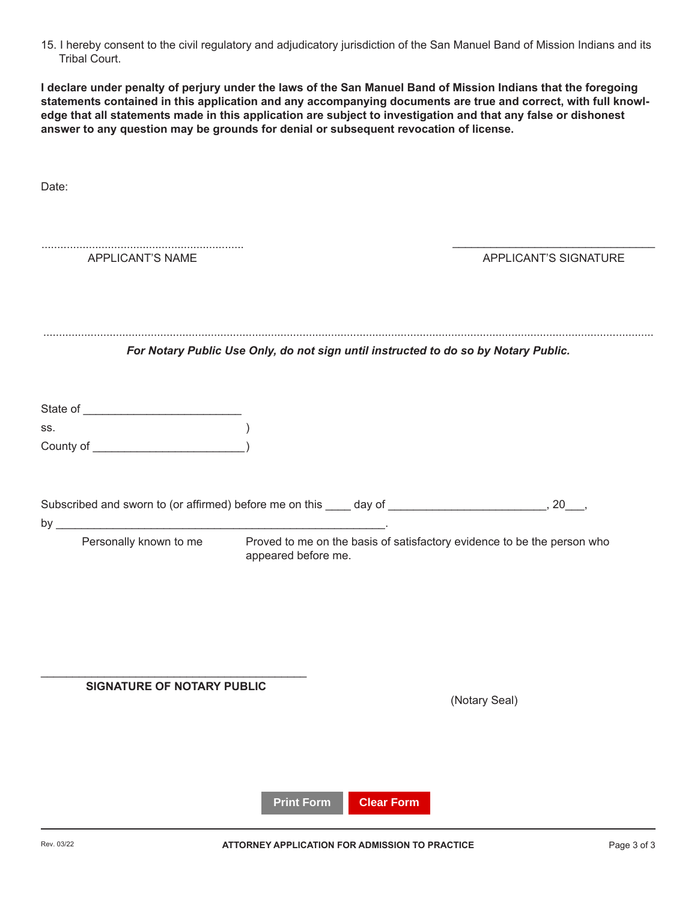15. I hereby consent to the civil regulatory and adjudicatory jurisdiction of the San Manuel Band of Mission Indians and its Tribal Court.

**I declare under penalty of perjury under the laws of the San Manuel Band of Mission Indians that the foregoing statements contained in this application and any accompanying documents are true and correct, with full knowledge that all statements made in this application are subject to investigation and that any false or dishonest answer to any question may be grounds for denial or subsequent revocation of license.**

Date:

APPLICANT'S NAME

APPLICANT'S SIGNATURE

*For Notary Public Use Only, do not sign until instructed to do so by Notary Public.*

State of ________________________
ss. )
County of _______________________)

Subscribed and sworn to (or affirmed) before me on this ____ day of ________________________, 20___,
by __________________________________________________.

Personally known to me

Proved to me on the basis of satisfactory evidence to be the person who appeared before me.

**SIGNATURE OF NOTARY PUBLIC**

(Notary Seal)

Rev. 03/22

**ATTORNEY APPLICATION FOR ADMISSION TO PRACTICE**